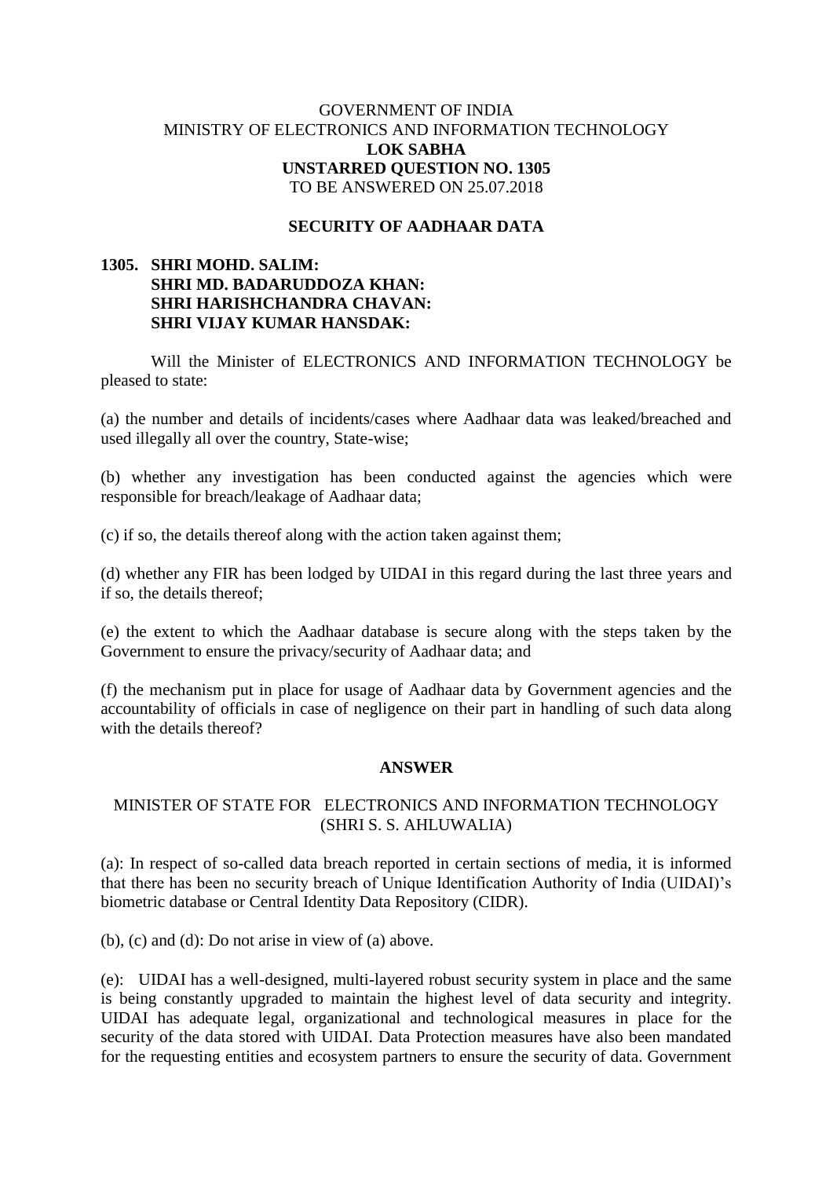GOVERNMENT OF INDIA
MINISTRY OF ELECTRONICS AND INFORMATION TECHNOLOGY
**LOK SABHA**
**UNSTARRED QUESTION NO. 1305**
TO BE ANSWERED ON 25.07.2018

**SECURITY OF AADHAAR DATA**

**1305. SHRI MOHD. SALIM:**
**SHRI MD. BADARUDDOZA KHAN:**
**SHRI HARISHCHANDRA CHAVAN:**
**SHRI VIJAY KUMAR HANSDAK:**

Will the Minister of ELECTRONICS AND INFORMATION TECHNOLOGY be pleased to state:

(a) the number and details of incidents/cases where Aadhaar data was leaked/breached and used illegally all over the country, State-wise;

(b) whether any investigation has been conducted against the agencies which were responsible for breach/leakage of Aadhaar data;

(c) if so, the details thereof along with the action taken against them;

(d) whether any FIR has been lodged by UIDAI in this regard during the last three years and if so, the details thereof;

(e) the extent to which the Aadhaar database is secure along with the steps taken by the Government to ensure the privacy/security of Aadhaar data; and

(f) the mechanism put in place for usage of Aadhaar data by Government agencies and the accountability of officials in case of negligence on their part in handling of such data along with the details thereof?

**ANSWER**

MINISTER OF STATE FOR ELECTRONICS AND INFORMATION TECHNOLOGY
(SHRI S. S. AHLUWALIA)

(a): In respect of so-called data breach reported in certain sections of media, it is informed that there has been no security breach of Unique Identification Authority of India (UIDAI)'s biometric database or Central Identity Data Repository (CIDR).

(b), (c) and (d): Do not arise in view of (a) above.

(e): UIDAI has a well-designed, multi-layered robust security system in place and the same is being constantly upgraded to maintain the highest level of data security and integrity. UIDAI has adequate legal, organizational and technological measures in place for the security of the data stored with UIDAI. Data Protection measures have also been mandated for the requesting entities and ecosystem partners to ensure the security of data. Government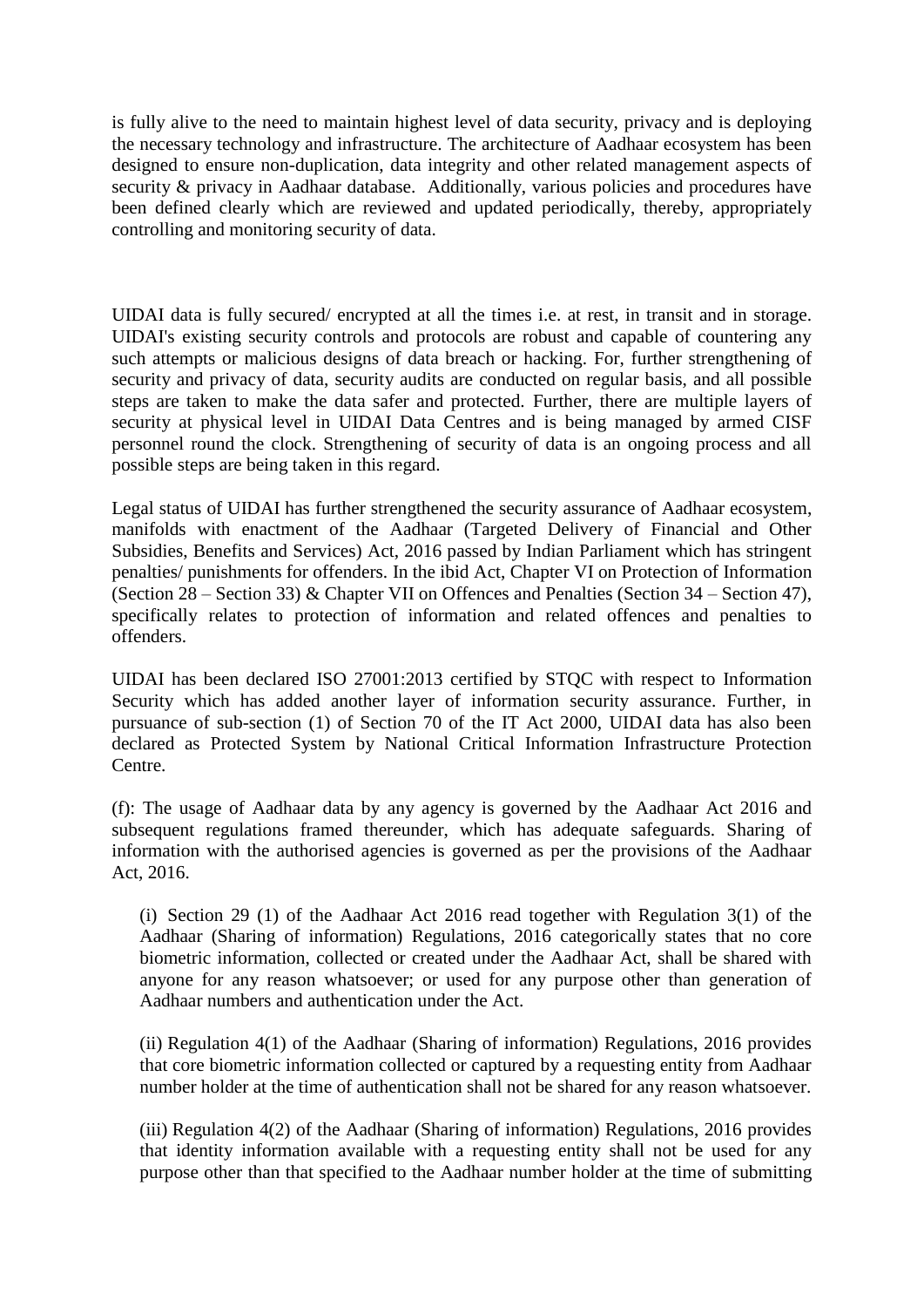is fully alive to the need to maintain highest level of data security, privacy and is deploying the necessary technology and infrastructure. The architecture of Aadhaar ecosystem has been designed to ensure non-duplication, data integrity and other related management aspects of security & privacy in Aadhaar database. Additionally, various policies and procedures have been defined clearly which are reviewed and updated periodically, thereby, appropriately controlling and monitoring security of data.

UIDAI data is fully secured/ encrypted at all the times i.e. at rest, in transit and in storage. UIDAI's existing security controls and protocols are robust and capable of countering any such attempts or malicious designs of data breach or hacking. For, further strengthening of security and privacy of data, security audits are conducted on regular basis, and all possible steps are taken to make the data safer and protected. Further, there are multiple layers of security at physical level in UIDAI Data Centres and is being managed by armed CISF personnel round the clock. Strengthening of security of data is an ongoing process and all possible steps are being taken in this regard.

Legal status of UIDAI has further strengthened the security assurance of Aadhaar ecosystem, manifolds with enactment of the Aadhaar (Targeted Delivery of Financial and Other Subsidies, Benefits and Services) Act, 2016 passed by Indian Parliament which has stringent penalties/ punishments for offenders. In the ibid Act, Chapter VI on Protection of Information (Section 28 – Section 33) & Chapter VII on Offences and Penalties (Section 34 – Section 47), specifically relates to protection of information and related offences and penalties to offenders.

UIDAI has been declared ISO 27001:2013 certified by STQC with respect to Information Security which has added another layer of information security assurance. Further, in pursuance of sub-section (1) of Section 70 of the IT Act 2000, UIDAI data has also been declared as Protected System by National Critical Information Infrastructure Protection Centre.

(f): The usage of Aadhaar data by any agency is governed by the Aadhaar Act 2016 and subsequent regulations framed thereunder, which has adequate safeguards. Sharing of information with the authorised agencies is governed as per the provisions of the Aadhaar Act, 2016.

(i) Section 29 (1) of the Aadhaar Act 2016 read together with Regulation 3(1) of the Aadhaar (Sharing of information) Regulations, 2016 categorically states that no core biometric information, collected or created under the Aadhaar Act, shall be shared with anyone for any reason whatsoever; or used for any purpose other than generation of Aadhaar numbers and authentication under the Act.

(ii) Regulation 4(1) of the Aadhaar (Sharing of information) Regulations, 2016 provides that core biometric information collected or captured by a requesting entity from Aadhaar number holder at the time of authentication shall not be shared for any reason whatsoever.

(iii) Regulation 4(2) of the Aadhaar (Sharing of information) Regulations, 2016 provides that identity information available with a requesting entity shall not be used for any purpose other than that specified to the Aadhaar number holder at the time of submitting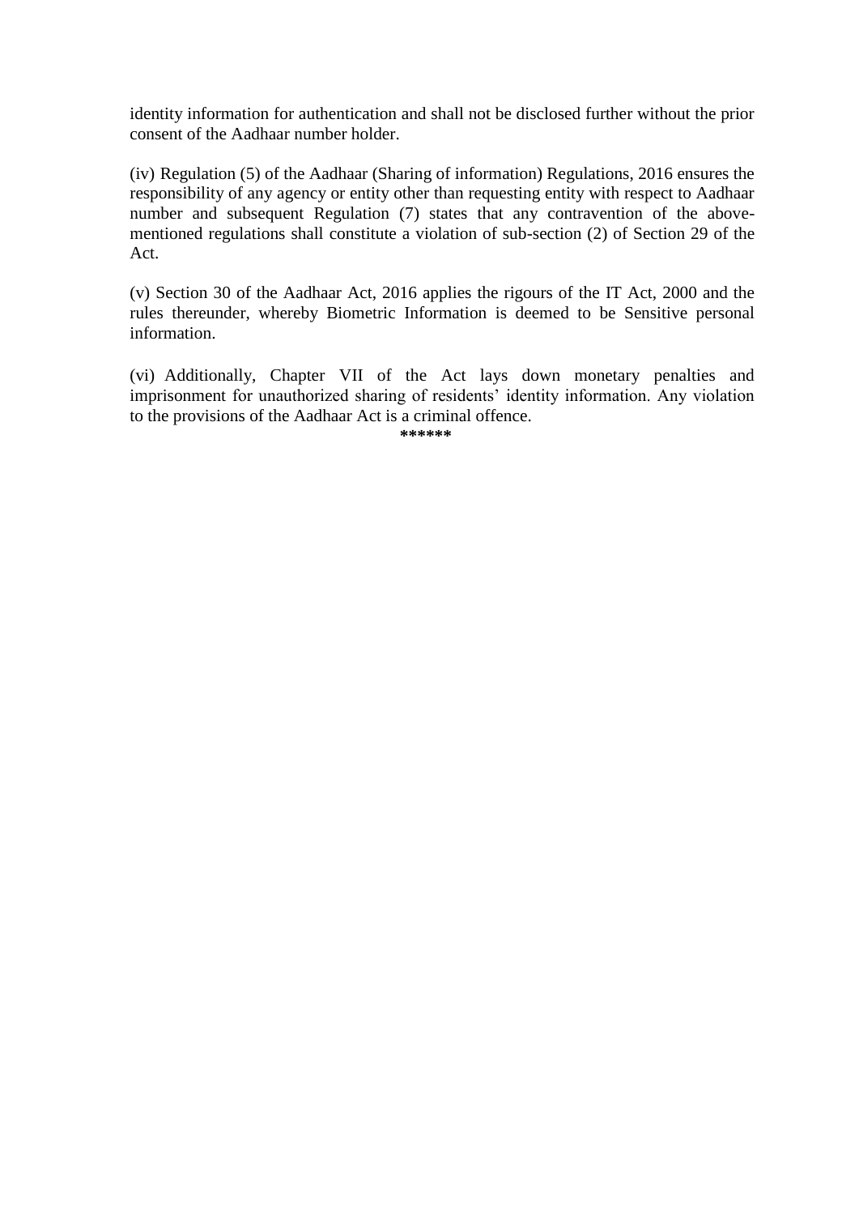identity information for authentication and shall not be disclosed further without the prior consent of the Aadhaar number holder.

(iv) Regulation (5) of the Aadhaar (Sharing of information) Regulations, 2016 ensures the responsibility of any agency or entity other than requesting entity with respect to Aadhaar number and subsequent Regulation (7) states that any contravention of the above-mentioned regulations shall constitute a violation of sub-section (2) of Section 29 of the Act.

(v) Section 30 of the Aadhaar Act, 2016 applies the rigours of the IT Act, 2000 and the rules thereunder, whereby Biometric Information is deemed to be Sensitive personal information.

(vi) Additionally, Chapter VII of the Act lays down monetary penalties and imprisonment for unauthorized sharing of residents' identity information. Any violation to the provisions of the Aadhaar Act is a criminal offence.

******